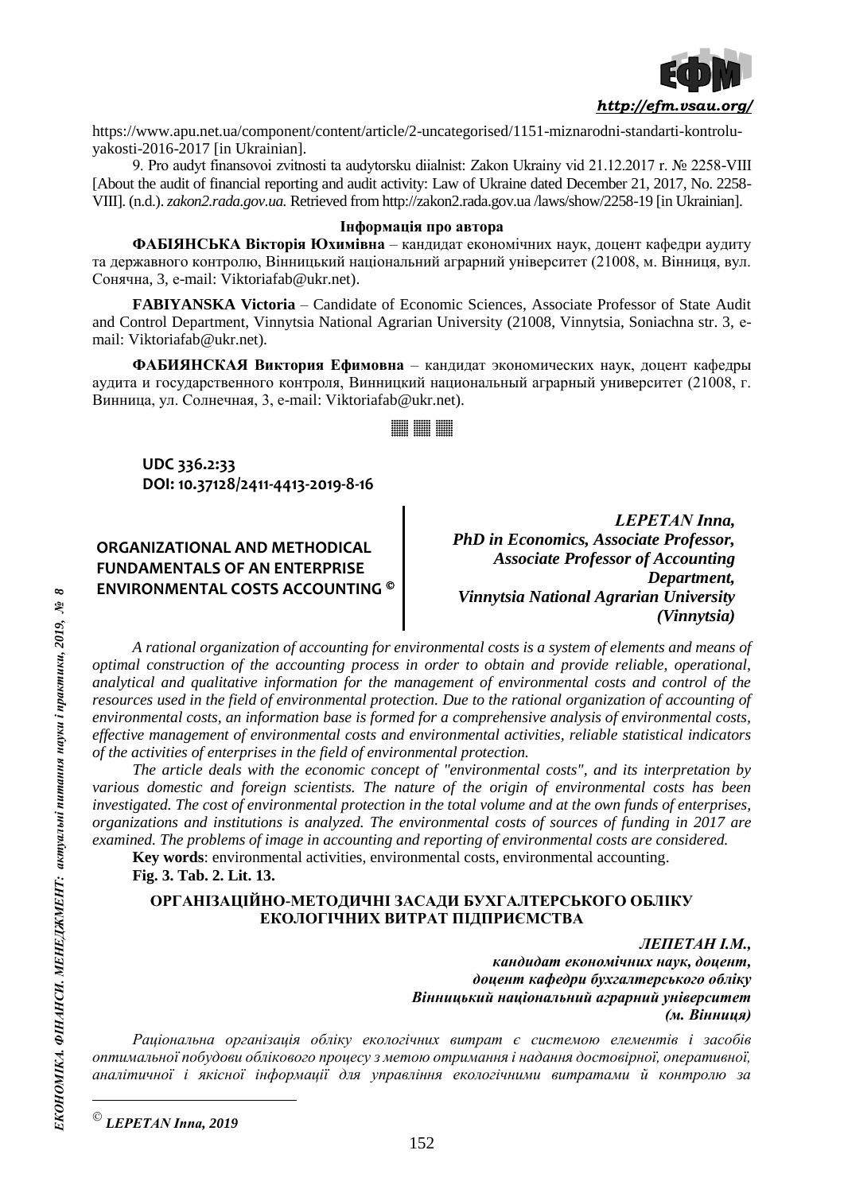https://www.apu.net.ua/component/content/article/2-uncategorised/1151-miznarodni-standarti-kontrolu-yakosti-2016-2017 [in Ukrainian].

9. Pro audyt finansovoi zvitnosti ta audytorsku diialnist: Zakon Ukrainy vid 21.12.2017 r. № 2258-VIII [About the audit of financial reporting and audit activity: Law of Ukraine dated December 21, 2017, No. 2258-VIII]. (n.d.). *zakon2.rada.gov.ua.* Retrieved from http://zakon2.rada.gov.ua /laws/show/2258-19 [in Ukrainian].

**Інформація про автора**

**ФАБІЯНСЬКА Вікторія Юхимівна** – кандидат економічних наук, доцент кафедри аудиту та державного контролю, Вінницький національний аграрний університет (21008, м. Вінниця, вул. Сонячна, 3, e-mail: Viktoriafab@ukr.net).

**FABIYANSKA Victoria** – Candidate of Economic Sciences, Associate Professor of State Audit and Control Department, Vinnytsia National Agrarian University (21008, Vinnytsia, Soniachna str. 3, e-mail: Viktoriafab@ukr.net).

**ФАБИЯНСКАЯ Виктория Ефимовна** – кандидат экономических наук, доцент кафедры аудита и государственного контроля, Винницкий национальный аграрный университет (21008, г. Винница, ул. Солнечная, 3, e-mail: Viktoriafab@ukr.net).

**UDC 336.2:33**
**DOI: 10.37128/2411-4413-2019-8-16**

## ORGANIZATIONAL AND METHODICAL FUNDAMENTALS OF AN ENTERPRISE ENVIRONMENTAL COSTS ACCOUNTING ©

***LEPETAN Inna,***
***PhD in Economics, Associate Professor,***
***Associate Professor of Accounting Department,***
***Vinnytsia National Agrarian University (Vinnytsia)***

*A rational organization of accounting for environmental costs is a system of elements and means of optimal construction of the accounting process in order to obtain and provide reliable, operational, analytical and qualitative information for the management of environmental costs and control of the resources used in the field of environmental protection. Due to the rational organization of accounting of environmental costs, an information base is formed for a comprehensive analysis of environmental costs, effective management of environmental costs and environmental activities, reliable statistical indicators of the activities of enterprises in the field of environmental protection.*

*The article deals with the economic concept of "environmental costs", and its interpretation by various domestic and foreign scientists. The nature of the origin of environmental costs has been investigated. The cost of environmental protection in the total volume and at the own funds of enterprises, organizations and institutions is analyzed. The environmental costs of sources of funding in 2017 are examined. The problems of image in accounting and reporting of environmental costs are considered.*

**Key words**: environmental activities, environmental costs, environmental accounting.

**Fig. 3. Tab. 2. Lit. 13.**

## ОРГАНІЗАЦІЙНО-МЕТОДИЧНІ ЗАСАДИ БУХГАЛТЕРСЬКОГО ОБЛІКУ ЕКОЛОГІЧНИХ ВИТРАТ ПІДПРИЄМСТВА

***ЛЕПЕТАН І.М.,***
***кандидат економічних наук, доцент,***
***доцент кафедри бухгалтерського обліку***
***Вінницький національний аграрний університет***
***(м. Вінниця)***

*Раціональна організація обліку екологічних витрат є системою елементів і засобів оптимальної побудови облікового процесу з метою отримання і надання достовірної, оперативної, аналітичної і якісної інформації для управління екологічними витратами й контролю за*

© *LEPETAN Inna, 2019*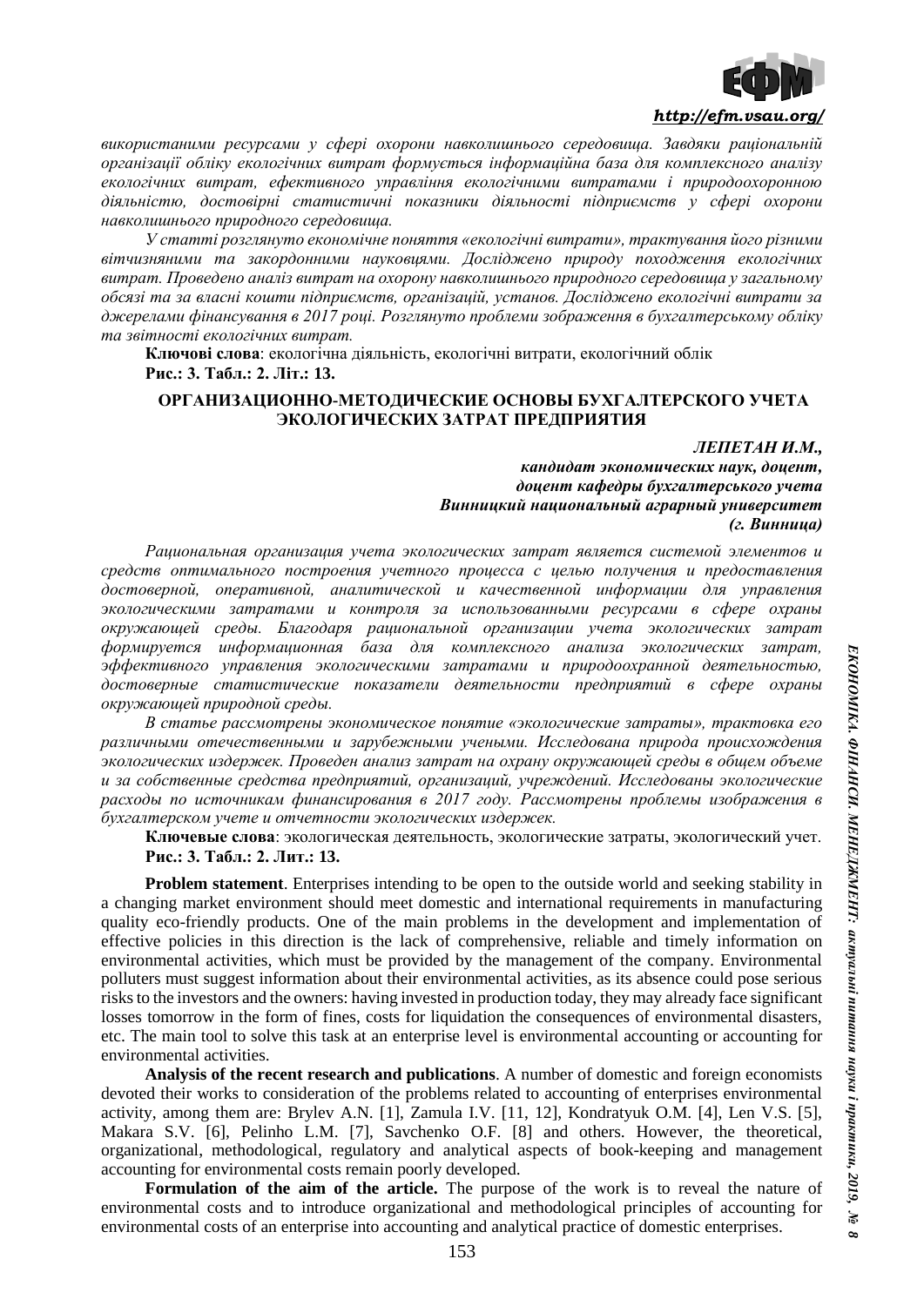*використаними ресурсами у сфері охорони навколишнього середовища. Завдяки раціональній організації обліку екологічних витрат формується інформаційна база для комплексного аналізу екологічних витрат, ефективного управління екологічними витратами і природоохоронною діяльністю, достовірні статистичні показники діяльності підприємств у сфері охорони навколишнього природного середовища.*

*У статті розглянуто економічне поняття «екологічні витрати», трактування його різними вітчизняними та закордонними науковцями. Досліджено природу походження екологічних витрат. Проведено аналіз витрат на охорону навколишнього природного середовища у загальному обсязі та за власні кошти підприємств, організацій, установ. Досліджено екологічні витрати за джерелами фінансування в 2017 році. Розглянуто проблеми зображення в бухгалтерському обліку та звітності екологічних витрат.*

**Ключові слова**: екологічна діяльність, екологічні витрати, екологічний облік

**Рис.: 3. Табл.: 2. Літ.: 13.**

## ОРГАНИЗАЦИОННО-МЕТОДИЧЕСКИЕ ОСНОВЫ БУХГАЛТЕРСКОГО УЧЕТА ЭКОЛОГИЧЕСКИХ ЗАТРАТ ПРЕДПРИЯТИЯ

***ЛЕПЕТАН И.М.,***
***кандидат экономических наук, доцент,***
***доцент кафедры бухгалтерського учета***
***Винницкий национальный аграрный университет***
***(г. Винница)***

*Рациональная организация учета экологических затрат является системой элементов и средств оптимального построения учетного процесса с целью получения и предоставления достоверной, оперативной, аналитической и качественной информации для управления экологическими затратами и контроля за использованными ресурсами в сфере охраны окружающей среды. Благодаря рациональной организации учета экологических затрат формируется информационная база для комплексного анализа экологических затрат, эффективного управления экологическими затратами и природоохранной деятельностью, достоверные статистические показатели деятельности предприятий в сфере охраны окружающей природной среды.*

*В статье рассмотрены экономическое понятие «экологические затраты», трактовка его различными отечественными и зарубежными учеными. Исследована природа происхождения экологических издержек. Проведен анализ затрат на охрану окружающей среды в общем объеме и за собственные средства предприятий, организаций, учреждений. Исследованы экологические расходы по источникам финансирования в 2017 году. Рассмотрены проблемы изображения в бухгалтерском учете и отчетности экологических издержек.*

**Ключевые слова**: экологическая деятельность, экологические затраты, экологический учет.

**Рис.: 3. Табл.: 2. Лит.: 13.**

**Problem statement**. Enterprises intending to be open to the outside world and seeking stability in a changing market environment should meet domestic and international requirements in manufacturing quality eco-friendly products. One of the main problems in the development and implementation of effective policies in this direction is the lack of comprehensive, reliable and timely information on environmental activities, which must be provided by the management of the company. Environmental polluters must suggest information about their environmental activities, as its absence could pose serious risks to the investors and the owners: having invested in production today, they may already face significant losses tomorrow in the form of fines, costs for liquidation the consequences of environmental disasters, etc. The main tool to solve this task at an enterprise level is environmental accounting or accounting for environmental activities.

**Analysis of the recent research and publications**. A number of domestic and foreign economists devoted their works to consideration of the problems related to accounting of enterprises environmental activity, among them are: Brylev A.N. [1], Zamula I.V. [11, 12], Kondratyuk O.M. [4], Len V.S. [5], Makara S.V. [6], Pelinho L.M. [7], Savchenko O.F. [8] and others. However, the theoretical, organizational, methodological, regulatory and analytical aspects of book-keeping and management accounting for environmental costs remain poorly developed.

**Formulation of the aim of the article.** The purpose of the work is to reveal the nature of environmental costs and to introduce organizational and methodological principles of accounting for environmental costs of an enterprise into accounting and analytical practice of domestic enterprises.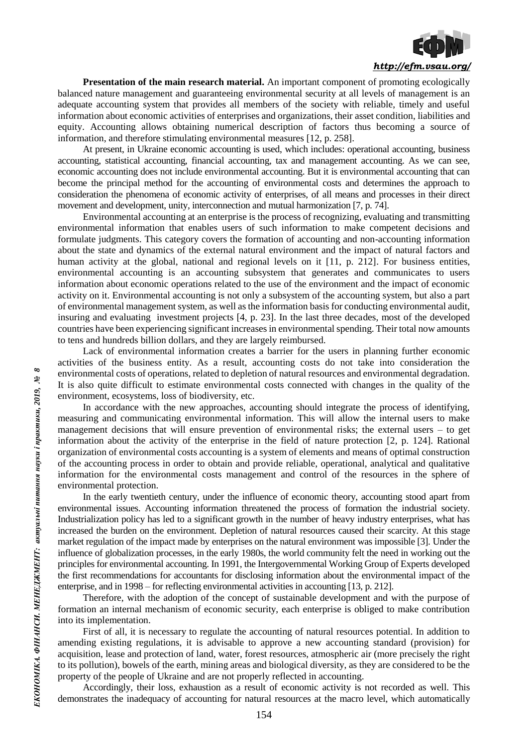**Presentation of the main research material.** An important component of promoting ecologically balanced nature management and guaranteeing environmental security at all levels of management is an adequate accounting system that provides all members of the society with reliable, timely and useful information about economic activities of enterprises and organizations, their asset condition, liabilities and equity. Accounting allows obtaining numerical description of factors thus becoming a source of information, and therefore stimulating environmental measures [12, p. 258].

At present, in Ukraine economic accounting is used, which includes: operational accounting, business accounting, statistical accounting, financial accounting, tax and management accounting. As we can see, economic accounting does not include environmental accounting. But it is environmental accounting that can become the principal method for the accounting of environmental costs and determines the approach to consideration the phenomena of economic activity of enterprises, of all means and processes in their direct movement and development, unity, interconnection and mutual harmonization [7, p. 74].

Environmental accounting at an enterprise is the process of recognizing, evaluating and transmitting environmental information that enables users of such information to make competent decisions and formulate judgments. This category covers the formation of accounting and non-accounting information about the state and dynamics of the external natural environment and the impact of natural factors and human activity at the global, national and regional levels on it [11, p. 212]. For business entities, environmental accounting is an accounting subsystem that generates and communicates to users information about economic operations related to the use of the environment and the impact of economic activity on it. Environmental accounting is not only a subsystem of the accounting system, but also a part of environmental management system, as well as the information basis for conducting environmental audit, insuring and evaluating investment projects [4, p. 23]. In the last three decades, most of the developed countries have been experiencing significant increases in environmental spending. Their total now amounts to tens and hundreds billion dollars, and they are largely reimbursed.

Lack of environmental information creates a barrier for the users in planning further economic activities of the business entity. As a result, accounting costs do not take into consideration the environmental costs of operations, related to depletion of natural resources and environmental degradation. It is also quite difficult to estimate environmental costs connected with changes in the quality of the environment, ecosystems, loss of biodiversity, etc.

In accordance with the new approaches, accounting should integrate the process of identifying, measuring and communicating environmental information. This will allow the internal users to make management decisions that will ensure prevention of environmental risks; the external users – to get information about the activity of the enterprise in the field of nature protection [2, p. 124]. Rational organization of environmental costs accounting is a system of elements and means of optimal construction of the accounting process in order to obtain and provide reliable, operational, analytical and qualitative information for the environmental costs management and control of the resources in the sphere of environmental protection.

In the early twentieth century, under the influence of economic theory, accounting stood apart from environmental issues. Accounting information threatened the process of formation the industrial society. Industrialization policy has led to a significant growth in the number of heavy industry enterprises, what has increased the burden on the environment. Depletion of natural resources caused their scarcity. At this stage market regulation of the impact made by enterprises on the natural environment was impossible [3]. Under the influence of globalization processes, in the early 1980s, the world community felt the need in working out the principles for environmental accounting. In 1991, the Intergovernmental Working Group of Experts developed the first recommendations for accountants for disclosing information about the environmental impact of the enterprise, and in 1998 – for reflecting environmental activities in accounting [13, p. 212].

Therefore, with the adoption of the concept of sustainable development and with the purpose of formation an internal mechanism of economic security, each enterprise is obliged to make contribution into its implementation.

First of all, it is necessary to regulate the accounting of natural resources potential. In addition to amending existing regulations, it is advisable to approve a new accounting standard (provision) for acquisition, lease and protection of land, water, forest resources, atmospheric air (more precisely the right to its pollution), bowels of the earth, mining areas and biological diversity, as they are considered to be the property of the people of Ukraine and are not properly reflected in accounting.

Accordingly, their loss, exhaustion as a result of economic activity is not recorded as well. This demonstrates the inadequacy of accounting for natural resources at the macro level, which automatically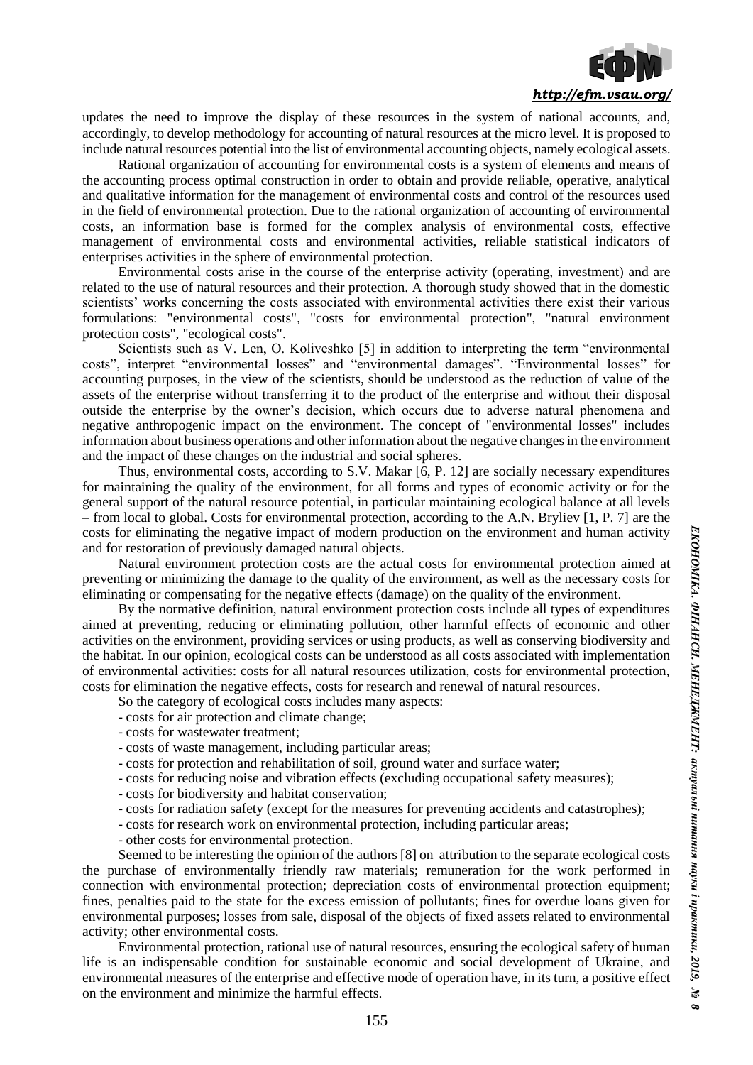updates the need to improve the display of these resources in the system of national accounts, and, accordingly, to develop methodology for accounting of natural resources at the micro level. It is proposed to include natural resources potential into the list of environmental accounting objects, namely ecological assets.

Rational organization of accounting for environmental costs is a system of elements and means of the accounting process optimal construction in order to obtain and provide reliable, operative, analytical and qualitative information for the management of environmental costs and control of the resources used in the field of environmental protection. Due to the rational organization of accounting of environmental costs, an information base is formed for the complex analysis of environmental costs, effective management of environmental costs and environmental activities, reliable statistical indicators of enterprises activities in the sphere of environmental protection.

Environmental costs arise in the course of the enterprise activity (operating, investment) and are related to the use of natural resources and their protection. A thorough study showed that in the domestic scientists' works concerning the costs associated with environmental activities there exist their various formulations: "environmental costs", "costs for environmental protection", "natural environment protection costs", "ecological costs".

Scientists such as V. Len, O. Koliveshko [5] in addition to interpreting the term "environmental costs", interpret "environmental losses" and "environmental damages". "Environmental losses" for accounting purposes, in the view of the scientists, should be understood as the reduction of value of the assets of the enterprise without transferring it to the product of the enterprise and without their disposal outside the enterprise by the owner's decision, which occurs due to adverse natural phenomena and negative anthropogenic impact on the environment. The concept of "environmental losses" includes information about business operations and other information about the negative changes in the environment and the impact of these changes on the industrial and social spheres.

Thus, environmental costs, according to S.V. Makar [6, P. 12] are socially necessary expenditures for maintaining the quality of the environment, for all forms and types of economic activity or for the general support of the natural resource potential, in particular maintaining ecological balance at all levels – from local to global. Costs for environmental protection, according to the A.N. Bryliev [1, P. 7] are the costs for eliminating the negative impact of modern production on the environment and human activity and for restoration of previously damaged natural objects.

Natural environment protection costs are the actual costs for environmental protection aimed at preventing or minimizing the damage to the quality of the environment, as well as the necessary costs for eliminating or compensating for the negative effects (damage) on the quality of the environment.

By the normative definition, natural environment protection costs include all types of expenditures aimed at preventing, reducing or eliminating pollution, other harmful effects of economic and other activities on the environment, providing services or using products, as well as conserving biodiversity and the habitat. In our opinion, ecological costs can be understood as all costs associated with implementation of environmental activities: costs for all natural resources utilization, costs for environmental protection, costs for elimination the negative effects, costs for research and renewal of natural resources.

So the category of ecological costs includes many aspects:

- costs for air protection and climate change;
- costs for wastewater treatment;
- costs of waste management, including particular areas;
- costs for protection and rehabilitation of soil, ground water and surface water;
- costs for reducing noise and vibration effects (excluding occupational safety measures);
- costs for biodiversity and habitat conservation;
- costs for radiation safety (except for the measures for preventing accidents and catastrophes);
- costs for research work on environmental protection, including particular areas;
- other costs for environmental protection.

Seemed to be interesting the opinion of the authors [8] on attribution to the separate ecological costs the purchase of environmentally friendly raw materials; remuneration for the work performed in connection with environmental protection; depreciation costs of environmental protection equipment; fines, penalties paid to the state for the excess emission of pollutants; fines for overdue loans given for environmental purposes; losses from sale, disposal of the objects of fixed assets related to environmental activity; other environmental costs.

Environmental protection, rational use of natural resources, ensuring the ecological safety of human life is an indispensable condition for sustainable economic and social development of Ukraine, and environmental measures of the enterprise and effective mode of operation have, in its turn, a positive effect on the environment and minimize the harmful effects.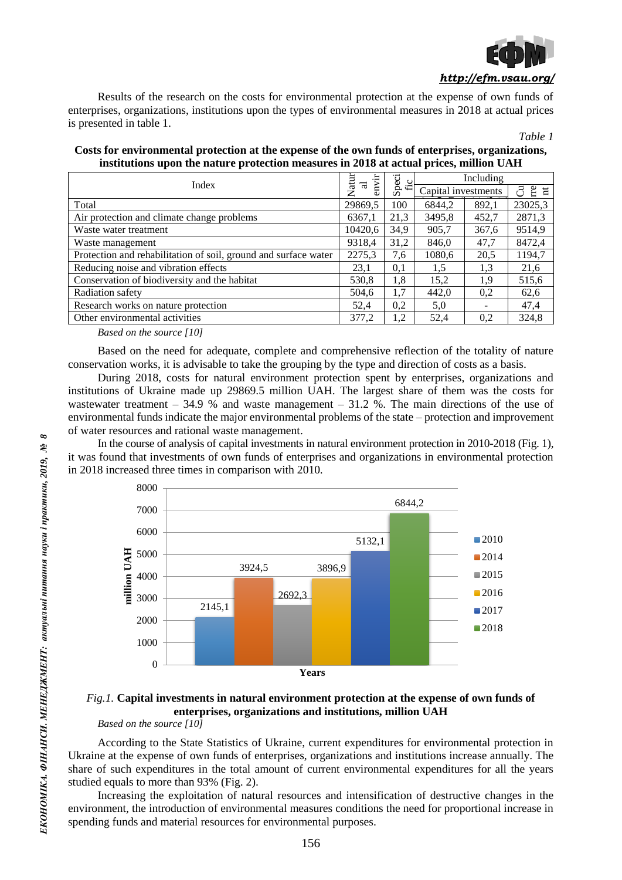Results of the research on the costs for environmental protection at the expense of own funds of enterprises, organizations, institutions upon the types of environmental measures in 2018 at actual prices is presented in table 1.

*Table 1*

**Costs for environmental protection at the expense of the own funds of enterprises, organizations, institutions upon the nature protection measures in 2018 at actual prices, million UAH**

| Index | Natural envir | Specific | Including | | |
|---|---|---|---|---|---|
| | | | Capital investments | | Current |
| Total | 29869,5 | 100 | 6844,2 | 892,1 | 23025,3 |
| Air protection and climate change problems | 6367,1 | 21,3 | 3495,8 | 452,7 | 2871,3 |
| Waste water treatment | 10420,6 | 34,9 | 905,7 | 367,6 | 9514,9 |
| Waste management | 9318,4 | 31,2 | 846,0 | 47,7 | 8472,4 |
| Protection and rehabilitation of soil, ground and surface water | 2275,3 | 7,6 | 1080,6 | 20,5 | 1194,7 |
| Reducing noise and vibration effects | 23,1 | 0,1 | 1,5 | 1,3 | 21,6 |
| Conservation of biodiversity and the habitat | 530,8 | 1,8 | 15,2 | 1,9 | 515,6 |
| Radiation safety | 504,6 | 1,7 | 442,0 | 0,2 | 62,6 |
| Research works on nature protection | 52,4 | 0,2 | 5,0 | - | 47,4 |
| Other environmental activities | 377,2 | 1,2 | 52,4 | 0,2 | 324,8 |

*Based on the source [10]*

Based on the need for adequate, complete and comprehensive reflection of the totality of nature conservation works, it is advisable to take the grouping by the type and direction of costs as a basis.

During 2018, costs for natural environment protection spent by enterprises, organizations and institutions of Ukraine made up 29869.5 million UAH. The largest share of them was the costs for wastewater treatment – 34.9 % and waste management – 31.2 %. The main directions of the use of environmental funds indicate the major environmental problems of the state – protection and improvement of water resources and rational waste management.

In the course of analysis of capital investments in natural environment protection in 2010-2018 (Fig. 1), it was found that investments of own funds of enterprises and organizations in environmental protection in 2018 increased three times in comparison with 2010.

| Year | million UAH |
|---|---|
| 2010 | 2145,1 |
| 2014 | 3924,5 |
| 2015 | 2692,3 |
| 2016 | 3896,9 |
| 2017 | 5132,1 |
| 2018 | 6844,2 |

*Fig.1.* **Capital investments in natural environment protection at the expense of own funds of enterprises, organizations and institutions, million UAH**

*Based on the source [10]*

According to the State Statistics of Ukraine, current expenditures for environmental protection in Ukraine at the expense of own funds of enterprises, organizations and institutions increase annually. The share of such expenditures in the total amount of current environmental expenditures for all the years studied equals to more than 93% (Fig. 2).

Increasing the exploitation of natural resources and intensification of destructive changes in the environment, the introduction of environmental measures conditions the need for proportional increase in spending funds and material resources for environmental purposes.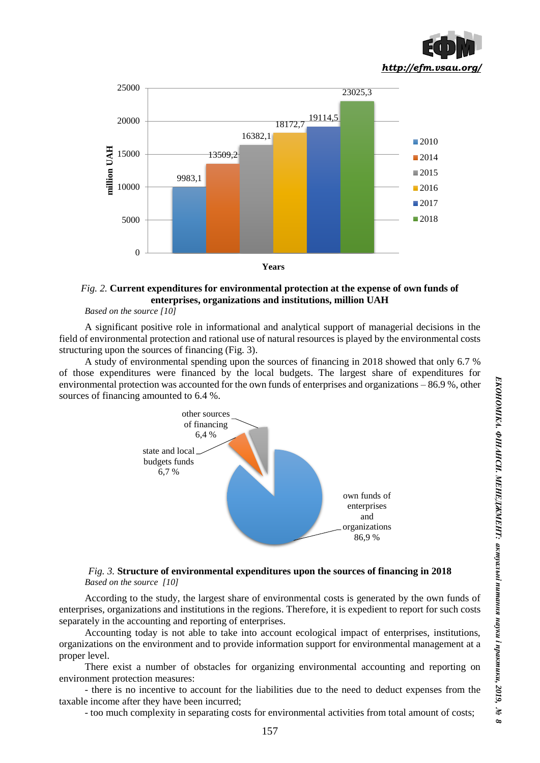*Fig. 2.* **Current expenditures for environmental protection at the expense of own funds of enterprises, organizations and institutions, million UAH**

*Based on the source [10]*

A significant positive role in informational and analytical support of managerial decisions in the field of environmental protection and rational use of natural resources is played by the environmental costs structuring upon the sources of financing (Fig. 3).

A study of environmental spending upon the sources of financing in 2018 showed that only 6.7 % of those expenditures were financed by the local budgets. The largest share of expenditures for environmental protection was accounted for the own funds of enterprises and organizations – 86.9 %, other sources of financing amounted to 6.4 %.

*Fig. 3.* **Structure of environmental expenditures upon the sources of financing in 2018**

*Based on the source [10]*

According to the study, the largest share of environmental costs is generated by the own funds of enterprises, organizations and institutions in the regions. Therefore, it is expedient to report for such costs separately in the accounting and reporting of enterprises.

Accounting today is not able to take into account ecological impact of enterprises, institutions, organizations on the environment and to provide information support for environmental management at a proper level.

There exist a number of obstacles for organizing environmental accounting and reporting on environment protection measures:

- there is no incentive to account for the liabilities due to the need to deduct expenses from the taxable income after they have been incurred;
- too much complexity in separating costs for environmental activities from total amount of costs;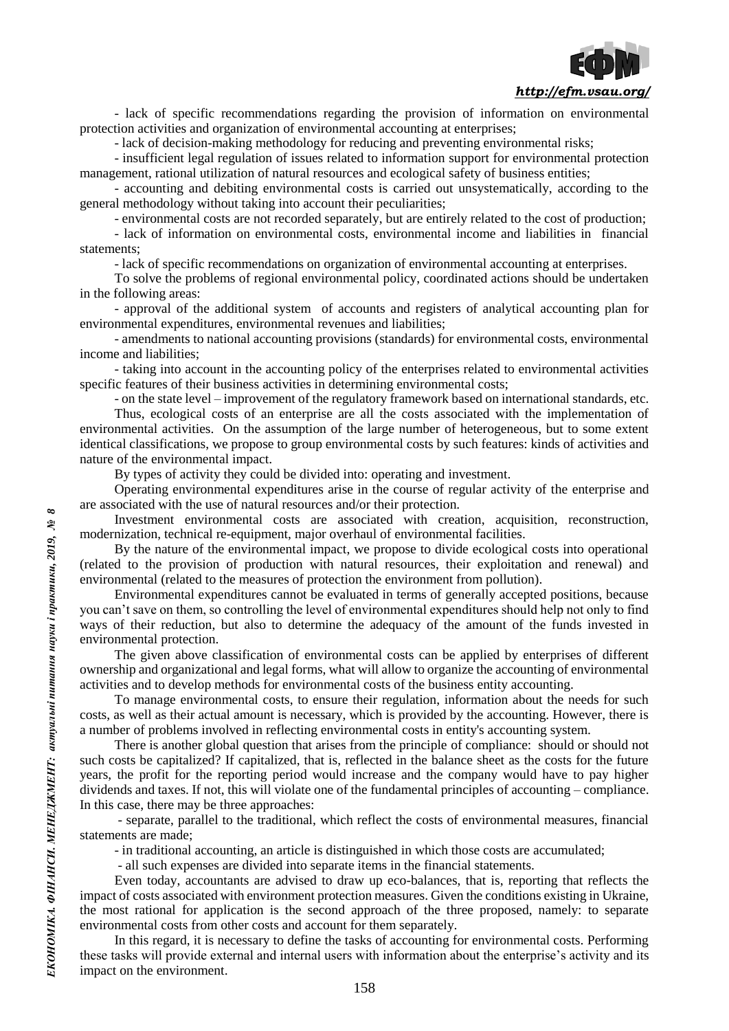- lack of specific recommendations regarding the provision of information on environmental protection activities and organization of environmental accounting at enterprises;

- lack of decision-making methodology for reducing and preventing environmental risks;

- insufficient legal regulation of issues related to information support for environmental protection management, rational utilization of natural resources and ecological safety of business entities;

- accounting and debiting environmental costs is carried out unsystematically, according to the general methodology without taking into account their peculiarities;

- environmental costs are not recorded separately, but are entirely related to the cost of production;

- lack of information on environmental costs, environmental income and liabilities in financial statements;

- lack of specific recommendations on organization of environmental accounting at enterprises.

To solve the problems of regional environmental policy, coordinated actions should be undertaken in the following areas:

- approval of the additional system of accounts and registers of analytical accounting plan for environmental expenditures, environmental revenues and liabilities;

- amendments to national accounting provisions (standards) for environmental costs, environmental income and liabilities;

- taking into account in the accounting policy of the enterprises related to environmental activities specific features of their business activities in determining environmental costs;

- on the state level – improvement of the regulatory framework based on international standards, etc.

Thus, ecological costs of an enterprise are all the costs associated with the implementation of environmental activities. On the assumption of the large number of heterogeneous, but to some extent identical classifications, we propose to group environmental costs by such features: kinds of activities and nature of the environmental impact.

By types of activity they could be divided into: operating and investment.

Operating environmental expenditures arise in the course of regular activity of the enterprise and are associated with the use of natural resources and/or their protection.

Investment environmental costs are associated with creation, acquisition, reconstruction, modernization, technical re-equipment, major overhaul of environmental facilities.

By the nature of the environmental impact, we propose to divide ecological costs into operational (related to the provision of production with natural resources, their exploitation and renewal) and environmental (related to the measures of protection the environment from pollution).

Environmental expenditures cannot be evaluated in terms of generally accepted positions, because you can't save on them, so controlling the level of environmental expenditures should help not only to find ways of their reduction, but also to determine the adequacy of the amount of the funds invested in environmental protection.

The given above classification of environmental costs can be applied by enterprises of different ownership and organizational and legal forms, what will allow to organize the accounting of environmental activities and to develop methods for environmental costs of the business entity accounting.

To manage environmental costs, to ensure their regulation, information about the needs for such costs, as well as their actual amount is necessary, which is provided by the accounting. However, there is a number of problems involved in reflecting environmental costs in entity's accounting system.

There is another global question that arises from the principle of compliance: should or should not such costs be capitalized? If capitalized, that is, reflected in the balance sheet as the costs for the future years, the profit for the reporting period would increase and the company would have to pay higher dividends and taxes. If not, this will violate one of the fundamental principles of accounting – compliance. In this case, there may be three approaches:

- separate, parallel to the traditional, which reflect the costs of environmental measures, financial statements are made;

- in traditional accounting, an article is distinguished in which those costs are accumulated;

- all such expenses are divided into separate items in the financial statements.

Even today, accountants are advised to draw up eco-balances, that is, reporting that reflects the impact of costs associated with environment protection measures. Given the conditions existing in Ukraine, the most rational for application is the second approach of the three proposed, namely: to separate environmental costs from other costs and account for them separately.

In this regard, it is necessary to define the tasks of accounting for environmental costs. Performing these tasks will provide external and internal users with information about the enterprise's activity and its impact on the environment.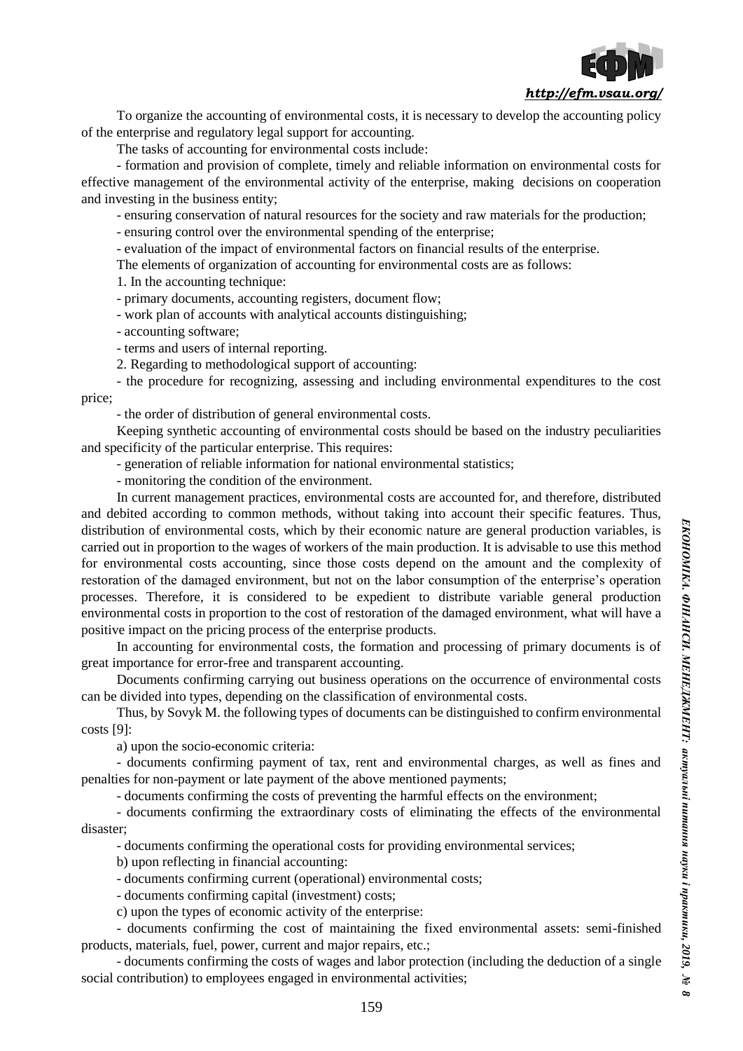To organize the accounting of environmental costs, it is necessary to develop the accounting policy of the enterprise and regulatory legal support for accounting.

The tasks of accounting for environmental costs include:

- formation and provision of complete, timely and reliable information on environmental costs for effective management of the environmental activity of the enterprise, making decisions on cooperation and investing in the business entity;
- ensuring conservation of natural resources for the society and raw materials for the production;
- ensuring control over the environmental spending of the enterprise;
- evaluation of the impact of environmental factors on financial results of the enterprise.

The elements of organization of accounting for environmental costs are as follows:

1. In the accounting technique:
   - primary documents, accounting registers, document flow;
   - work plan of accounts with analytical accounts distinguishing;
   - accounting software;
   - terms and users of internal reporting.
2. Regarding to methodological support of accounting:
   - the procedure for recognizing, assessing and including environmental expenditures to the cost price;
   - the order of distribution of general environmental costs.

Keeping synthetic accounting of environmental costs should be based on the industry peculiarities and specificity of the particular enterprise. This requires:

- generation of reliable information for national environmental statistics;
- monitoring the condition of the environment.

In current management practices, environmental costs are accounted for, and therefore, distributed and debited according to common methods, without taking into account their specific features. Thus, distribution of environmental costs, which by their economic nature are general production variables, is carried out in proportion to the wages of workers of the main production. It is advisable to use this method for environmental costs accounting, since those costs depend on the amount and the complexity of restoration of the damaged environment, but not on the labor consumption of the enterprise's operation processes. Therefore, it is considered to be expedient to distribute variable general production environmental costs in proportion to the cost of restoration of the damaged environment, what will have a positive impact on the pricing process of the enterprise products.

In accounting for environmental costs, the formation and processing of primary documents is of great importance for error-free and transparent accounting.

Documents confirming carrying out business operations on the occurrence of environmental costs can be divided into types, depending on the classification of environmental costs.

Thus, by Sovyk M. the following types of documents can be distinguished to confirm environmental costs [9]:

a) upon the socio-economic criteria:

- documents confirming payment of tax, rent and environmental charges, as well as fines and penalties for non-payment or late payment of the above mentioned payments;
- documents confirming the costs of preventing the harmful effects on the environment;
- documents confirming the extraordinary costs of eliminating the effects of the environmental disaster;
- documents confirming the operational costs for providing environmental services;

b) upon reflecting in financial accounting:

- documents confirming current (operational) environmental costs;
- documents confirming capital (investment) costs;

c) upon the types of economic activity of the enterprise:

- documents confirming the cost of maintaining the fixed environmental assets: semi-finished products, materials, fuel, power, current and major repairs, etc.;
- documents confirming the costs of wages and labor protection (including the deduction of a single social contribution) to employees engaged in environmental activities;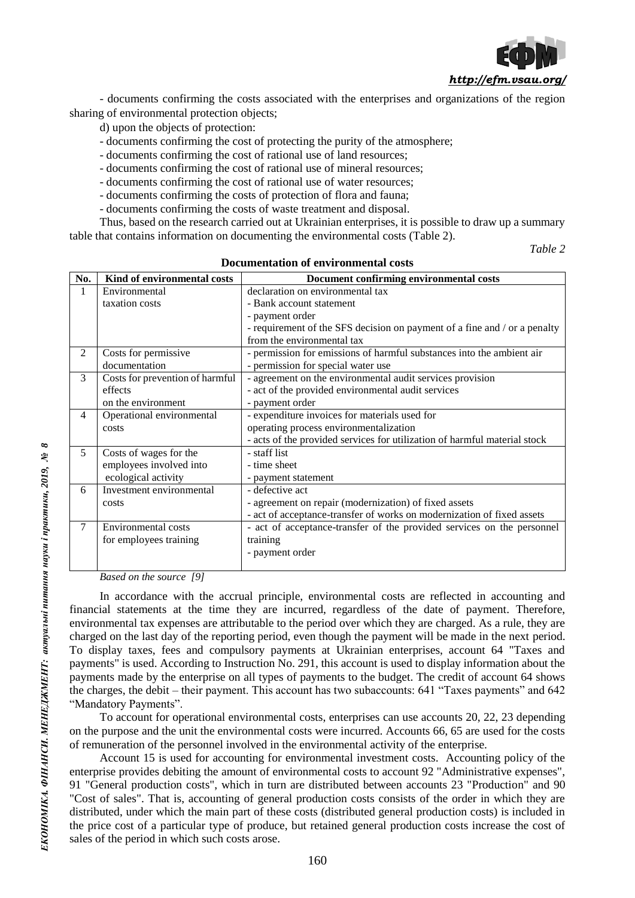- documents confirming the costs associated with the enterprises and organizations of the region sharing of environmental protection objects;

d) upon the objects of protection:

- documents confirming the cost of protecting the purity of the atmosphere;
- documents confirming the cost of rational use of land resources;
- documents confirming the cost of rational use of mineral resources;
- documents confirming the cost of rational use of water resources;
- documents confirming the costs of protection of flora and fauna;
- documents confirming the costs of waste treatment and disposal.

Thus, based on the research carried out at Ukrainian enterprises, it is possible to draw up a summary table that contains information on documenting the environmental costs (Table 2).

*Table 2*

**Documentation of environmental costs**

| No. | Kind of environmental costs | Document confirming environmental costs |
|---|---|---|
| 1 | Environmental taxation costs | declaration on environmental tax<br>- Bank account statement<br>- payment order<br>- requirement of the SFS decision on payment of a fine and / or a penalty from the environmental tax |
| 2 | Costs for permissive documentation | - permission for emissions of harmful substances into the ambient air<br>- permission for special water use |
| 3 | Costs for prevention of harmful effects on the environment | - agreement on the environmental audit services provision<br>- act of the provided environmental audit services<br>- payment order |
| 4 | Operational environmental costs | - expenditure invoices for materials used for operating process environmentalization<br>- acts of the provided services for utilization of harmful material stock |
| 5 | Costs of wages for the employees involved into ecological activity | - staff list<br>- time sheet<br>- payment statement |
| 6 | Investment environmental costs | - defective act<br>- agreement on repair (modernization) of fixed assets<br>- act of acceptance-transfer of works on modernization of fixed assets |
| 7 | Environmental costs for employees training | - act of acceptance-transfer of the provided services on the personnel training<br>- payment order |

*Based on the source [9]*

In accordance with the accrual principle, environmental costs are reflected in accounting and financial statements at the time they are incurred, regardless of the date of payment. Therefore, environmental tax expenses are attributable to the period over which they are charged. As a rule, they are charged on the last day of the reporting period, even though the payment will be made in the next period. To display taxes, fees and compulsory payments at Ukrainian enterprises, account 64 "Taxes and payments" is used. According to Instruction No. 291, this account is used to display information about the payments made by the enterprise on all types of payments to the budget. The credit of account 64 shows the charges, the debit – their payment. This account has two subaccounts: 641 "Taxes payments" and 642 "Mandatory Payments".

To account for operational environmental costs, enterprises can use accounts 20, 22, 23 depending on the purpose and the unit the environmental costs were incurred. Accounts 66, 65 are used for the costs of remuneration of the personnel involved in the environmental activity of the enterprise.

Account 15 is used for accounting for environmental investment costs. Accounting policy of the enterprise provides debiting the amount of environmental costs to account 92 "Administrative expenses", 91 "General production costs", which in turn are distributed between accounts 23 "Production" and 90 "Cost of sales". That is, accounting of general production costs consists of the order in which they are distributed, under which the main part of these costs (distributed general production costs) is included in the price cost of a particular type of produce, but retained general production costs increase the cost of sales of the period in which such costs arose.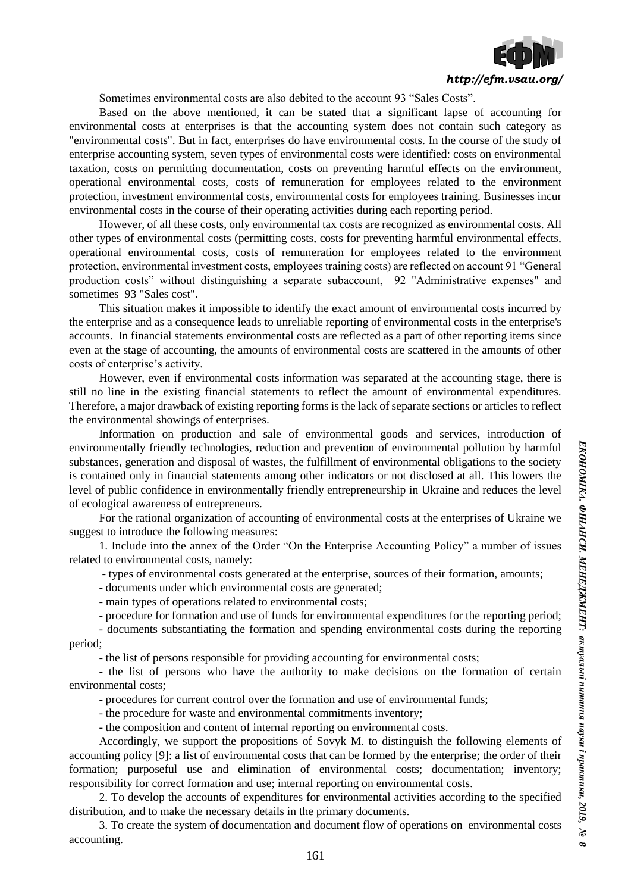Sometimes environmental costs are also debited to the account 93 "Sales Costs".

Based on the above mentioned, it can be stated that a significant lapse of accounting for environmental costs at enterprises is that the accounting system does not contain such category as "environmental costs". But in fact, enterprises do have environmental costs. In the course of the study of enterprise accounting system, seven types of environmental costs were identified: costs on environmental taxation, costs on permitting documentation, costs on preventing harmful effects on the environment, operational environmental costs, costs of remuneration for employees related to the environment protection, investment environmental costs, environmental costs for employees training. Businesses incur environmental costs in the course of their operating activities during each reporting period.

However, of all these costs, only environmental tax costs are recognized as environmental costs. All other types of environmental costs (permitting costs, costs for preventing harmful environmental effects, operational environmental costs, costs of remuneration for employees related to the environment protection, environmental investment costs, employees training costs) are reflected on account 91 "General production costs" without distinguishing a separate subaccount, 92 "Administrative expenses" and sometimes 93 "Sales cost".

This situation makes it impossible to identify the exact amount of environmental costs incurred by the enterprise and as a consequence leads to unreliable reporting of environmental costs in the enterprise's accounts. In financial statements environmental costs are reflected as a part of other reporting items since even at the stage of accounting, the amounts of environmental costs are scattered in the amounts of other costs of enterprise's activity.

However, even if environmental costs information was separated at the accounting stage, there is still no line in the existing financial statements to reflect the amount of environmental expenditures. Therefore, a major drawback of existing reporting forms is the lack of separate sections or articles to reflect the environmental showings of enterprises.

Information on production and sale of environmental goods and services, introduction of environmentally friendly technologies, reduction and prevention of environmental pollution by harmful substances, generation and disposal of wastes, the fulfillment of environmental obligations to the society is contained only in financial statements among other indicators or not disclosed at all. This lowers the level of public confidence in environmentally friendly entrepreneurship in Ukraine and reduces the level of ecological awareness of entrepreneurs.

For the rational organization of accounting of environmental costs at the enterprises of Ukraine we suggest to introduce the following measures:

1. Include into the annex of the Order "On the Enterprise Accounting Policy" a number of issues related to environmental costs, namely:

- types of environmental costs generated at the enterprise, sources of their formation, amounts;
- documents under which environmental costs are generated;
- main types of operations related to environmental costs;
- procedure for formation and use of funds for environmental expenditures for the reporting period;
- documents substantiating the formation and spending environmental costs during the reporting period;
- the list of persons responsible for providing accounting for environmental costs;
- the list of persons who have the authority to make decisions on the formation of certain environmental costs;
- procedures for current control over the formation and use of environmental funds;
- the procedure for waste and environmental commitments inventory;
- the composition and content of internal reporting on environmental costs.

Accordingly, we support the propositions of Sovyk M. to distinguish the following elements of accounting policy [9]: a list of environmental costs that can be formed by the enterprise; the order of their formation; purposeful use and elimination of environmental costs; documentation; inventory; responsibility for correct formation and use; internal reporting on environmental costs.

2. To develop the accounts of expenditures for environmental activities according to the specified distribution, and to make the necessary details in the primary documents.

3. To create the system of documentation and document flow of operations on environmental costs accounting.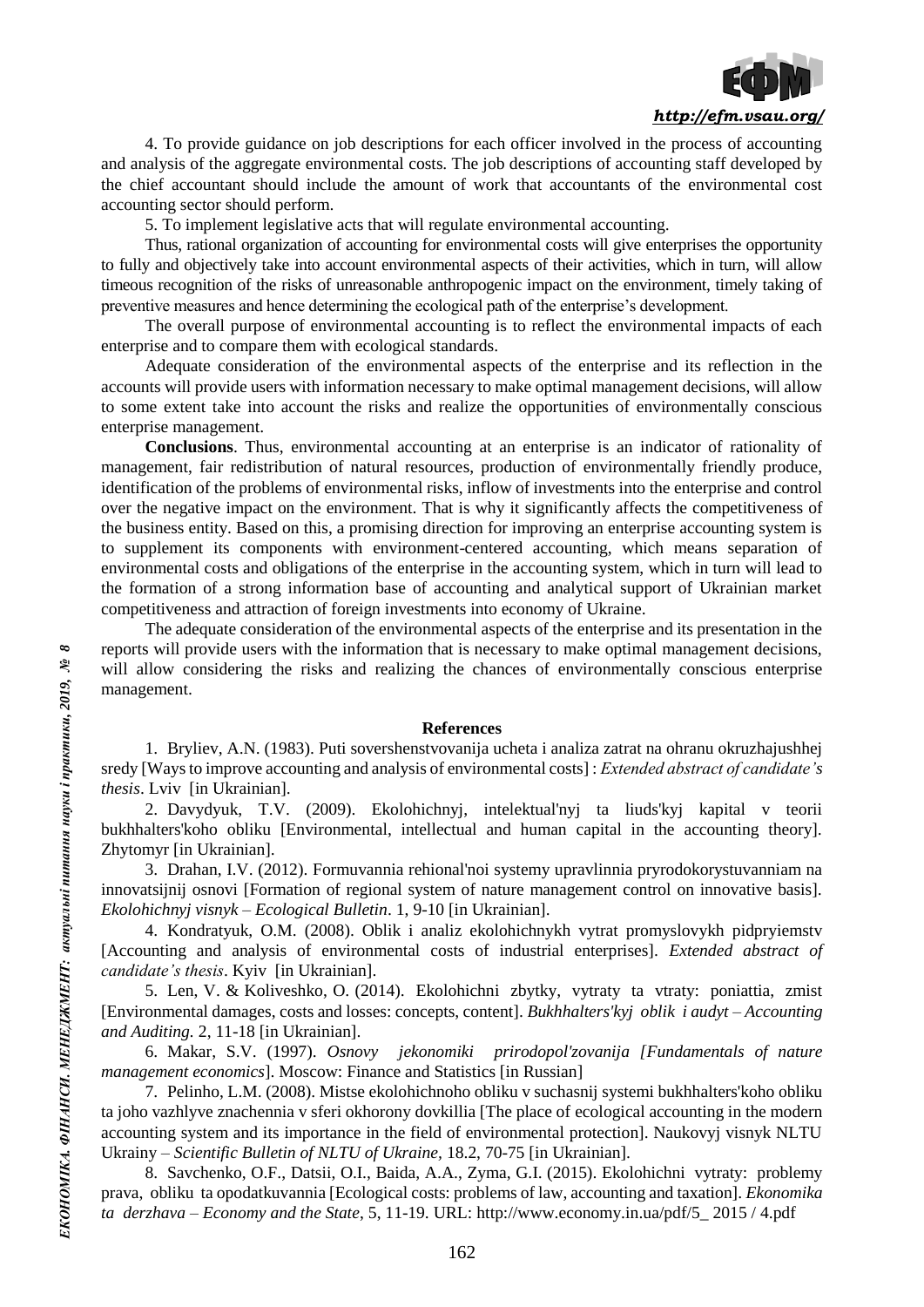4. To provide guidance on job descriptions for each officer involved in the process of accounting and analysis of the aggregate environmental costs. The job descriptions of accounting staff developed by the chief accountant should include the amount of work that accountants of the environmental cost accounting sector should perform.

5. To implement legislative acts that will regulate environmental accounting.

Thus, rational organization of accounting for environmental costs will give enterprises the opportunity to fully and objectively take into account environmental aspects of their activities, which in turn, will allow timeous recognition of the risks of unreasonable anthropogenic impact on the environment, timely taking of preventive measures and hence determining the ecological path of the enterprise's development.

The overall purpose of environmental accounting is to reflect the environmental impacts of each enterprise and to compare them with ecological standards.

Adequate consideration of the environmental aspects of the enterprise and its reflection in the accounts will provide users with information necessary to make optimal management decisions, will allow to some extent take into account the risks and realize the opportunities of environmentally conscious enterprise management.

**Conclusions**. Thus, environmental accounting at an enterprise is an indicator of rationality of management, fair redistribution of natural resources, production of environmentally friendly produce, identification of the problems of environmental risks, inflow of investments into the enterprise and control over the negative impact on the environment. That is why it significantly affects the competitiveness of the business entity. Based on this, a promising direction for improving an enterprise accounting system is to supplement its components with environment-centered accounting, which means separation of environmental costs and obligations of the enterprise in the accounting system, which in turn will lead to the formation of a strong information base of accounting and analytical support of Ukrainian market competitiveness and attraction of foreign investments into economy of Ukraine.

The adequate consideration of the environmental aspects of the enterprise and its presentation in the reports will provide users with the information that is necessary to make optimal management decisions, will allow considering the risks and realizing the chances of environmentally conscious enterprise management.

## References

1. Bryliev, A.N. (1983). Puti sovershenstvovanija ucheta i analiza zatrat na ohranu okruzhajushhej sredy [Ways to improve accounting and analysis of environmental costs] : *Extended abstract of candidate's thesis*. Lviv [in Ukrainian].

2. Davydyuk, T.V. (2009). Ekolohichnyj, intelektual'nyj ta liuds'kyj kapital v teorii bukhhalters'koho obliku [Environmental, intellectual and human capital in the accounting theory]. Zhytomyr [in Ukrainian].

3. Drahan, I.V. (2012). Formuvannia rehional'noi systemy upravlinnia pryrodokorystuvanniam na innovatsijnij osnovi [Formation of regional system of nature management control on innovative basis]. *Ekolohichnyj visnyk – Ecological Bulletin*. 1, 9-10 [in Ukrainian].

4. Kondratyuk, O.M. (2008). Oblik i analiz ekolohichnykh vytrat promyslovykh pidpryiemstv [Accounting and analysis of environmental costs of industrial enterprises]. *Extended abstract of candidate's thesis*. Kyiv [in Ukrainian].

5. Len, V. & Koliveshko, O. (2014). Ekolohichni zbytky, vytraty ta vtraty: poniattia, zmist [Environmental damages, costs and losses: concepts, content]. *Bukhhalters'kyj oblik i audyt – Accounting and Auditing*. 2, 11-18 [in Ukrainian].

6. Makar, S.V. (1997). *Osnovy jekonomiki prirodopol'zovanija [Fundamentals of nature management economics*]. Moscow: Finance and Statistics [in Russian]

7. Pelinho, L.M. (2008). Mistse ekolohichnoho obliku v suchasnij systemi bukhhalters'koho obliku ta joho vazhlyve znachennia v sferi okhorony dovkillia [The place of ecological accounting in the modern accounting system and its importance in the field of environmental protection]. Naukovyj visnyk NLTU Ukrainy – *Scientific Bulletin of NLTU of Ukraine*, 18.2, 70-75 [in Ukrainian].

8. Savchenko, O.F., Datsii, O.I., Baida, A.A., Zyma, G.I. (2015). Ekolohichni vytraty: problemy prava, obliku ta opodatkuvannia [Ecological costs: problems of law, accounting and taxation]. *Ekonomika ta derzhava – Economy and the State*, 5, 11-19. URL: http://www.economy.in.ua/pdf/5_ 2015 / 4.pdf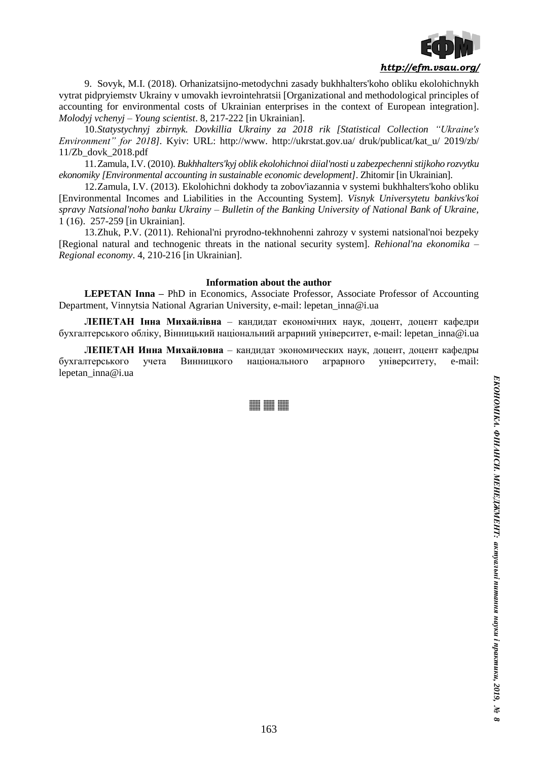9. Sovyk, M.I. (2018). Orhanizatsijno-metodychni zasady bukhhalters'koho obliku ekolohichnykh vytrat pidpryiemstv Ukrainy v umovakh ievrointehratsii [Organizational and methodological principles of accounting for environmental costs of Ukrainian enterprises in the context of European integration]. *Molodyj vchenyj – Young scientist*. 8, 217-222 [in Ukrainian].

10. *Statystychnyj zbirnyk. Dovkillia Ukrainy za 2018 rik [Statistical Collection "Ukraine's Environment" for 2018]*. Kyiv: URL: http://www. http://ukrstat.gov.ua/ druk/publicat/kat_u/ 2019/zb/ 11/Zb_dovk_2018.pdf

11. Zamula, I.V. (2010). *Bukhhalters'kyj oblik ekolohichnoi diial'nosti u zabezpechenni stijkoho rozvytku ekonomiky [Environmental accounting in sustainable economic development]*. Zhitomir [in Ukrainian].

12. Zamula, I.V. (2013). Ekolohichni dokhody ta zobov'iazannia v systemi bukhhalters'koho obliku [Environmental Incomes and Liabilities in the Accounting System]. *Visnyk Universytetu bankivs'koi spravy Natsional'noho banku Ukrainy – Bulletin of the Banking University of National Bank of Ukraine,* 1 (16). 257-259 [in Ukrainian].

13. Zhuk, P.V. (2011). Rehional'ni pryrodno-tekhnohenni zahrozy v systemi natsional'noi bezpeky [Regional natural and technogenic threats in the national security system]. *Rehional'na ekonomika – Regional economy*. 4, 210-216 [in Ukrainian].

**Information about the author**

**LEPETAN Inna –** PhD in Economics, Associate Professor, Associate Professor of Accounting Department, Vinnytsia National Agrarian University, e-mail: lepetan_inna@i.ua

**ЛЕПЕТАН Інна Михайлівна** – кандидат економічних наук, доцент, доцент кафедри бухгалтерського обліку, Вінницький національний аграрний університет, e-mail: lepetan_inna@i.ua

**ЛЕПЕТАН Инна Михайловна** – кандидат экономических наук, доцент, доцент кафедры бухгалтерського учета Винницкого національного аграрного університету, e-mail: lepetan_inna@i.ua